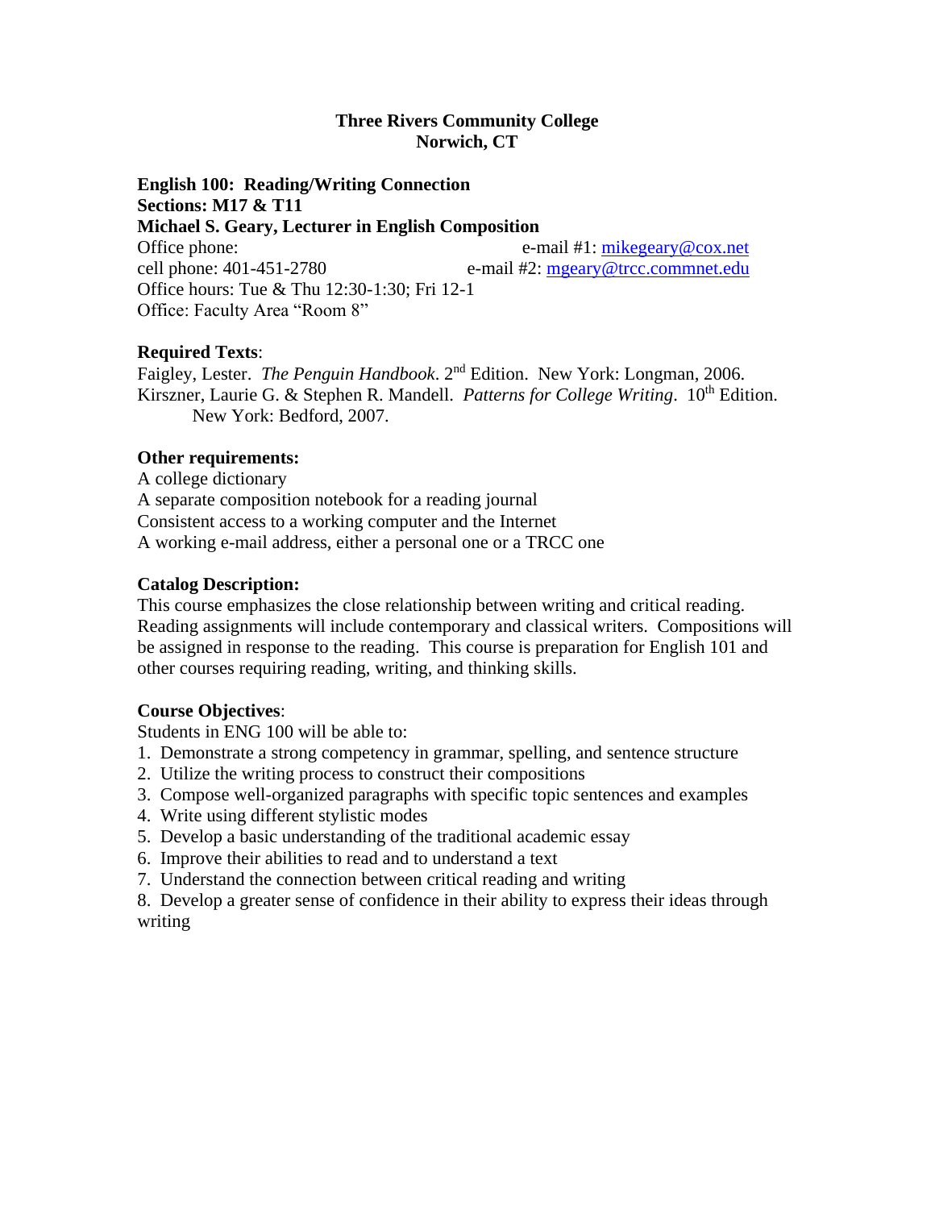**Three Rivers Community College**
**Norwich, CT**

**English 100: Reading/Writing Connection**
**Sections: M17 & T11**
**Michael S. Geary, Lecturer in English Composition**

Office phone: e-mail #1: mikegeary@cox.net
cell phone: 401-451-2780 e-mail #2: mgeary@trcc.commnet.edu
Office hours: Tue & Thu 12:30-1:30; Fri 12-1
Office: Faculty Area "Room 8"

**Required Texts**:

Faigley, Lester. *The Penguin Handbook*. 2nd Edition. New York: Longman, 2006.
Kirszner, Laurie G. & Stephen R. Mandell. *Patterns for College Writing*. 10th Edition. New York: Bedford, 2007.

**Other requirements:**

A college dictionary
A separate composition notebook for a reading journal
Consistent access to a working computer and the Internet
A working e-mail address, either a personal one or a TRCC one

**Catalog Description:**

This course emphasizes the close relationship between writing and critical reading. Reading assignments will include contemporary and classical writers. Compositions will be assigned in response to the reading. This course is preparation for English 101 and other courses requiring reading, writing, and thinking skills.

**Course Objectives**:

Students in ENG 100 will be able to:

1. Demonstrate a strong competency in grammar, spelling, and sentence structure
2. Utilize the writing process to construct their compositions
3. Compose well-organized paragraphs with specific topic sentences and examples
4. Write using different stylistic modes
5. Develop a basic understanding of the traditional academic essay
6. Improve their abilities to read and to understand a text
7. Understand the connection between critical reading and writing
8. Develop a greater sense of confidence in their ability to express their ideas through writing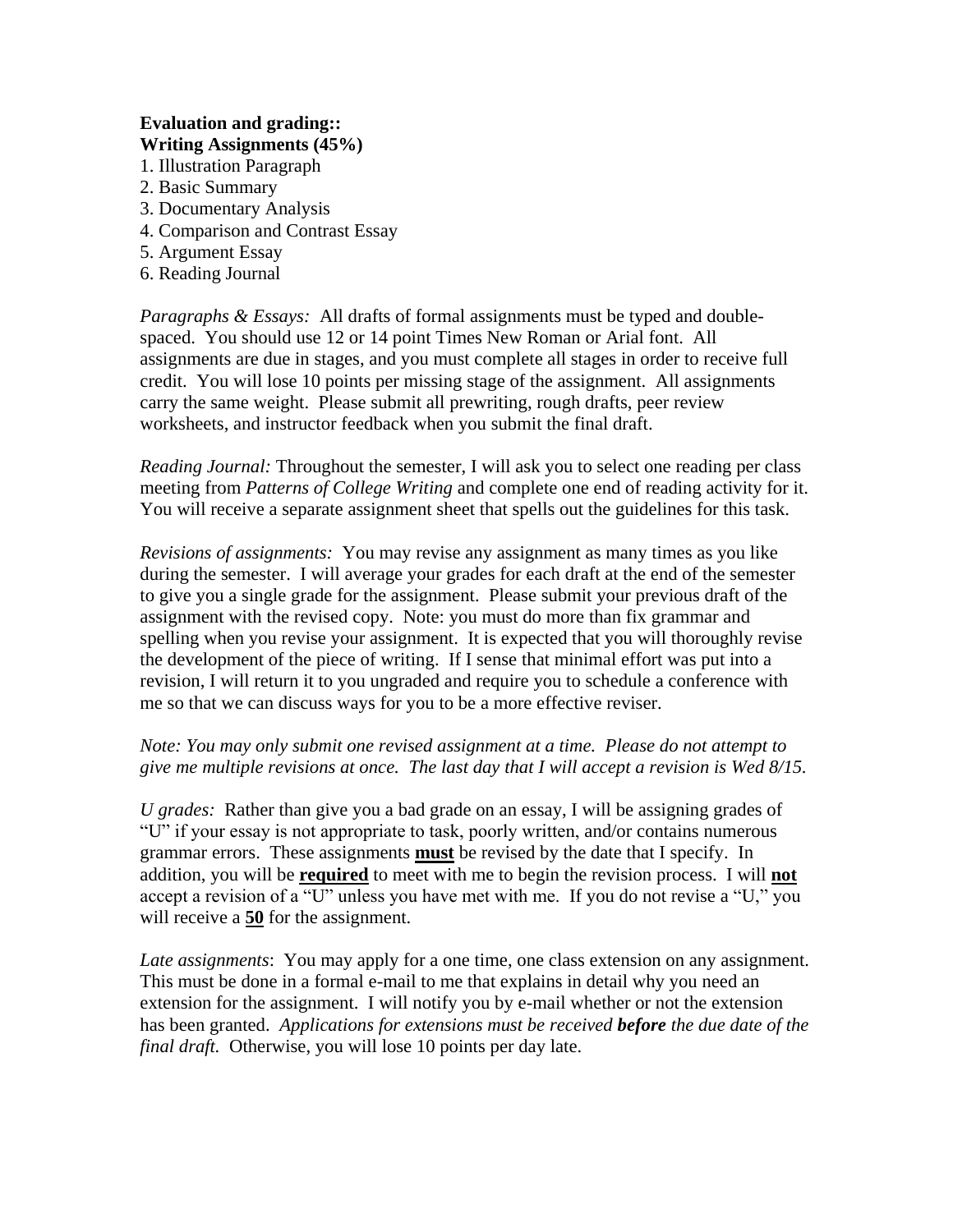**Evaluation and grading::**
**Writing Assignments (45%)**

1. Illustration Paragraph
2. Basic Summary
3. Documentary Analysis
4. Comparison and Contrast Essay
5. Argument Essay
6. Reading Journal

*Paragraphs & Essays:* All drafts of formal assignments must be typed and double-spaced. You should use 12 or 14 point Times New Roman or Arial font. All assignments are due in stages, and you must complete all stages in order to receive full credit. You will lose 10 points per missing stage of the assignment. All assignments carry the same weight. Please submit all prewriting, rough drafts, peer review worksheets, and instructor feedback when you submit the final draft.

*Reading Journal:* Throughout the semester, I will ask you to select one reading per class meeting from *Patterns of College Writing* and complete one end of reading activity for it. You will receive a separate assignment sheet that spells out the guidelines for this task.

*Revisions of assignments:* You may revise any assignment as many times as you like during the semester. I will average your grades for each draft at the end of the semester to give you a single grade for the assignment. Please submit your previous draft of the assignment with the revised copy. Note: you must do more than fix grammar and spelling when you revise your assignment. It is expected that you will thoroughly revise the development of the piece of writing. If I sense that minimal effort was put into a revision, I will return it to you ungraded and require you to schedule a conference with me so that we can discuss ways for you to be a more effective reviser.

*Note: You may only submit one revised assignment at a time. Please do not attempt to give me multiple revisions at once. The last day that I will accept a revision is Wed 8/15.*

*U grades:* Rather than give you a bad grade on an essay, I will be assigning grades of "U" if your essay is not appropriate to task, poorly written, and/or contains numerous grammar errors. These assignments **must** be revised by the date that I specify. In addition, you will be **required** to meet with me to begin the revision process. I will **not** accept a revision of a "U" unless you have met with me. If you do not revise a "U," you will receive a **50** for the assignment.

*Late assignments*: You may apply for a one time, one class extension on any assignment. This must be done in a formal e-mail to me that explains in detail why you need an extension for the assignment. I will notify you by e-mail whether or not the extension has been granted. *Applications for extensions must be received **before** the due date of the final draft.* Otherwise, you will lose 10 points per day late.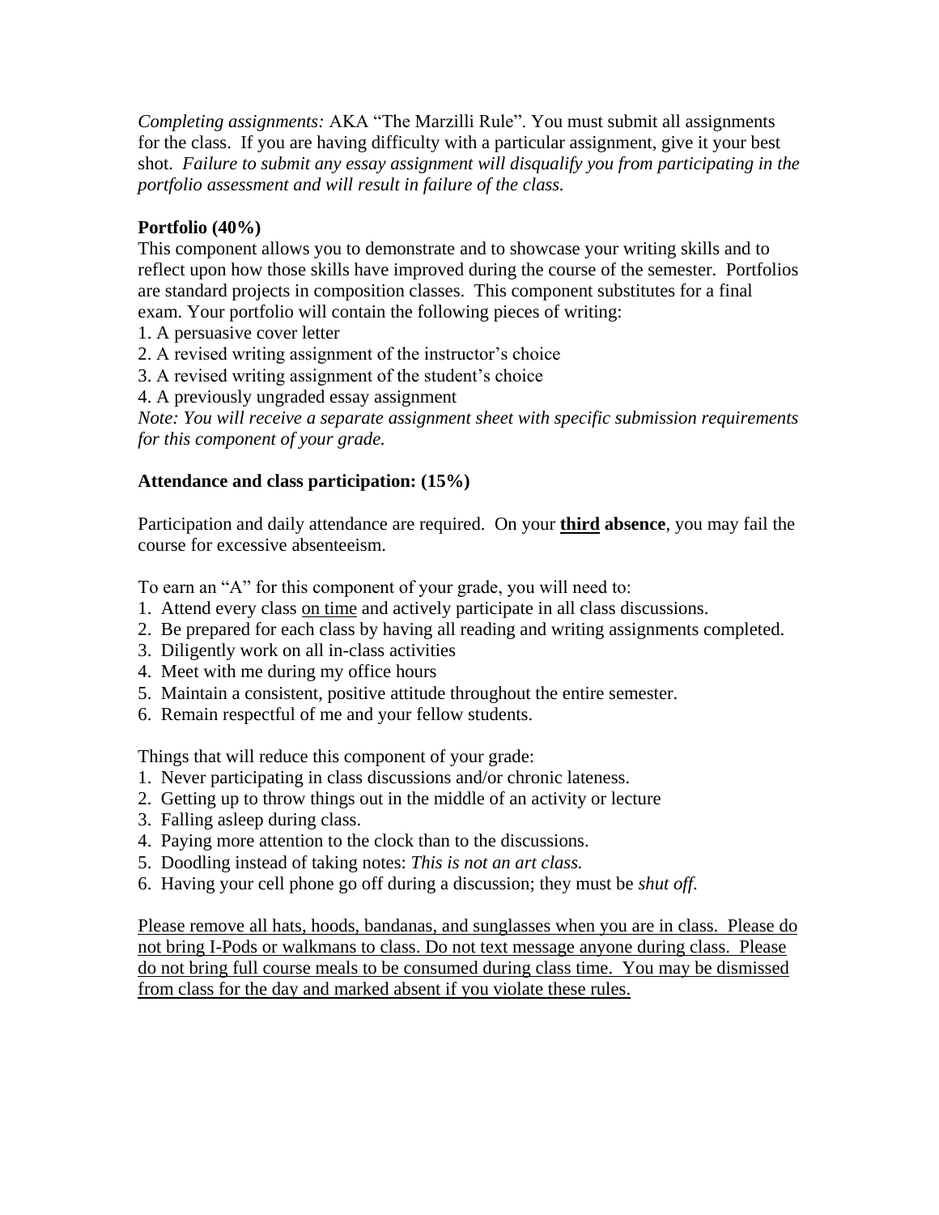*Completing assignments:* AKA "The Marzilli Rule". You must submit all assignments for the class. If you are having difficulty with a particular assignment, give it your best shot. *Failure to submit any essay assignment will disqualify you from participating in the portfolio assessment and will result in failure of the class.*

**Portfolio (40%)**

This component allows you to demonstrate and to showcase your writing skills and to reflect upon how those skills have improved during the course of the semester. Portfolios are standard projects in composition classes. This component substitutes for a final exam. Your portfolio will contain the following pieces of writing:

1. A persuasive cover letter
2. A revised writing assignment of the instructor's choice
3. A revised writing assignment of the student's choice
4. A previously ungraded essay assignment

*Note: You will receive a separate assignment sheet with specific submission requirements for this component of your grade.*

**Attendance and class participation: (15%)**

Participation and daily attendance are required. On your <u>**third**</u> **absence**, you may fail the course for excessive absenteeism.

To earn an "A" for this component of your grade, you will need to:

1. Attend every class <u>on time</u> and actively participate in all class discussions.
2. Be prepared for each class by having all reading and writing assignments completed.
3. Diligently work on all in-class activities
4. Meet with me during my office hours
5. Maintain a consistent, positive attitude throughout the entire semester.
6. Remain respectful of me and your fellow students.

Things that will reduce this component of your grade:

1. Never participating in class discussions and/or chronic lateness.
2. Getting up to throw things out in the middle of an activity or lecture
3. Falling asleep during class.
4. Paying more attention to the clock than to the discussions.
5. Doodling instead of taking notes: *This is not an art class.*
6. Having your cell phone go off during a discussion; they must be *shut off*.

<u>Please remove all hats, hoods, bandanas, and sunglasses when you are in class. Please do not bring I-Pods or walkmans to class. Do not text message anyone during class. Please do not bring full course meals to be consumed during class time. You may be dismissed from class for the day and marked absent if you violate these rules.</u>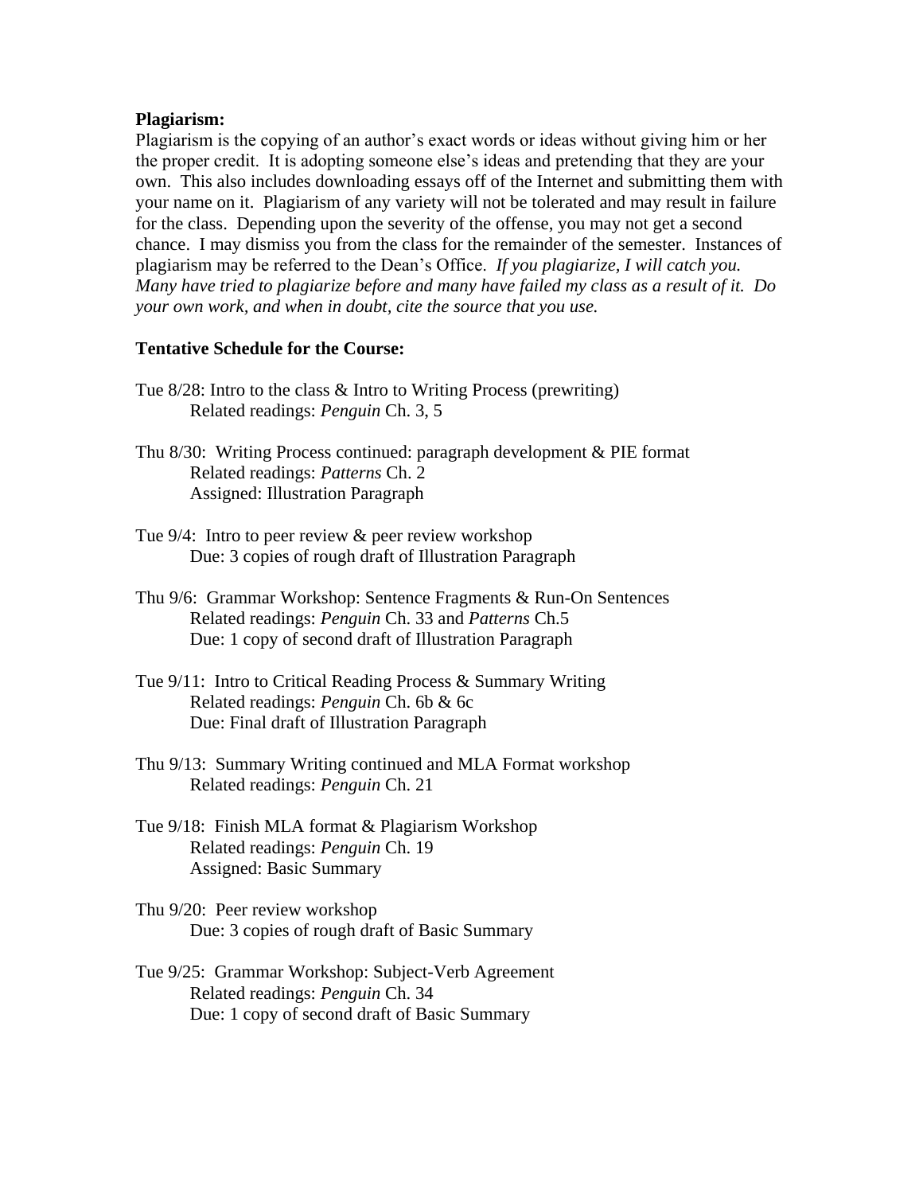**Plagiarism:**

Plagiarism is the copying of an author's exact words or ideas without giving him or her the proper credit. It is adopting someone else's ideas and pretending that they are your own. This also includes downloading essays off of the Internet and submitting them with your name on it. Plagiarism of any variety will not be tolerated and may result in failure for the class. Depending upon the severity of the offense, you may not get a second chance. I may dismiss you from the class for the remainder of the semester. Instances of plagiarism may be referred to the Dean's Office. *If you plagiarize, I will catch you. Many have tried to plagiarize before and many have failed my class as a result of it. Do your own work, and when in doubt, cite the source that you use.*

**Tentative Schedule for the Course:**

Tue 8/28: Intro to the class & Intro to Writing Process (prewriting)
Related readings: *Penguin* Ch. 3, 5

Thu 8/30: Writing Process continued: paragraph development & PIE format
Related readings: *Patterns* Ch. 2
Assigned: Illustration Paragraph

Tue 9/4: Intro to peer review & peer review workshop
Due: 3 copies of rough draft of Illustration Paragraph

Thu 9/6: Grammar Workshop: Sentence Fragments & Run-On Sentences
Related readings: *Penguin* Ch. 33 and *Patterns* Ch.5
Due: 1 copy of second draft of Illustration Paragraph

Tue 9/11: Intro to Critical Reading Process & Summary Writing
Related readings: *Penguin* Ch. 6b & 6c
Due: Final draft of Illustration Paragraph

Thu 9/13: Summary Writing continued and MLA Format workshop
Related readings: *Penguin* Ch. 21

Tue 9/18: Finish MLA format & Plagiarism Workshop
Related readings: *Penguin* Ch. 19
Assigned: Basic Summary

Thu 9/20: Peer review workshop
Due: 3 copies of rough draft of Basic Summary

Tue 9/25: Grammar Workshop: Subject-Verb Agreement
Related readings: *Penguin* Ch. 34
Due: 1 copy of second draft of Basic Summary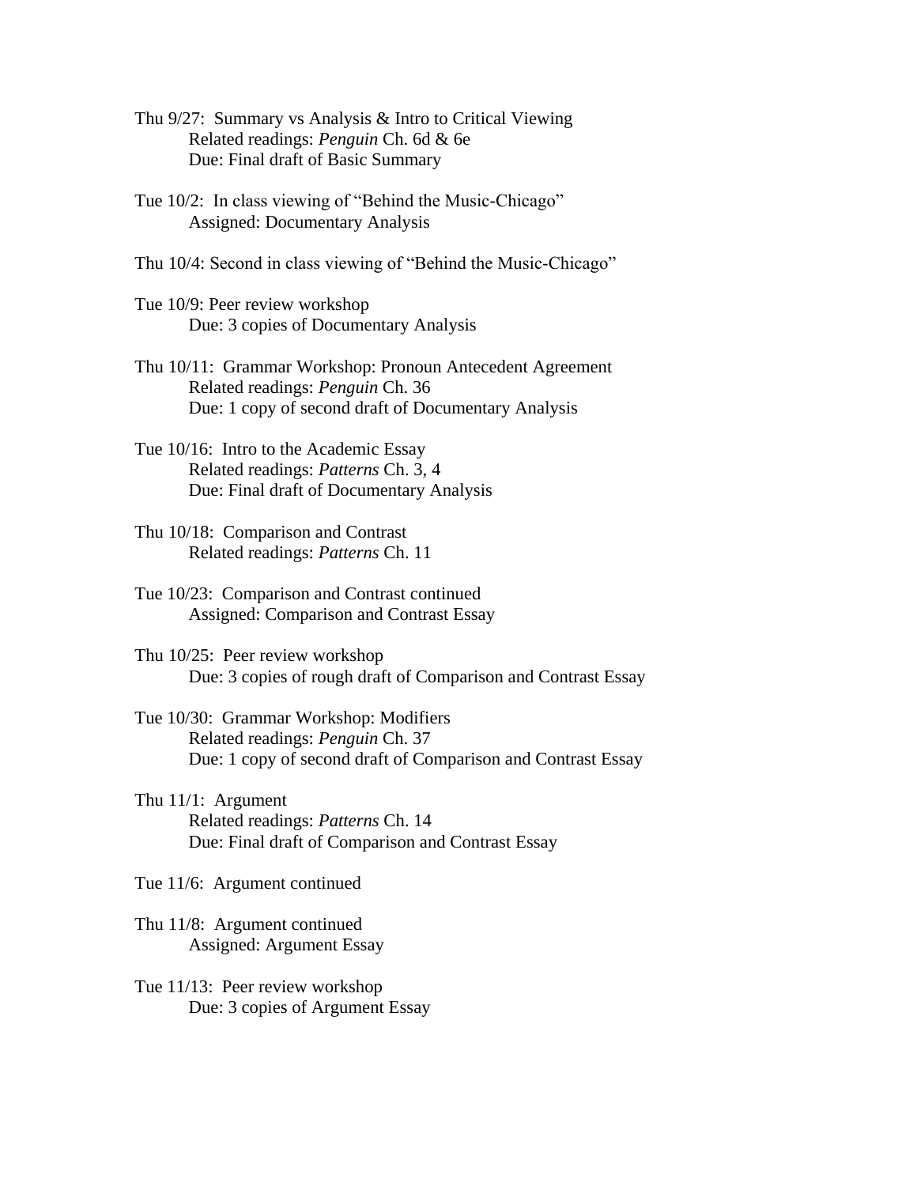Thu 9/27: Summary vs Analysis & Intro to Critical Viewing
Related readings: *Penguin* Ch. 6d & 6e
Due: Final draft of Basic Summary

Tue 10/2: In class viewing of "Behind the Music-Chicago"
Assigned: Documentary Analysis

Thu 10/4: Second in class viewing of "Behind the Music-Chicago"

Tue 10/9: Peer review workshop
Due: 3 copies of Documentary Analysis

Thu 10/11: Grammar Workshop: Pronoun Antecedent Agreement
Related readings: *Penguin* Ch. 36
Due: 1 copy of second draft of Documentary Analysis

Tue 10/16: Intro to the Academic Essay
Related readings: *Patterns* Ch. 3, 4
Due: Final draft of Documentary Analysis

Thu 10/18: Comparison and Contrast
Related readings: *Patterns* Ch. 11

Tue 10/23: Comparison and Contrast continued
Assigned: Comparison and Contrast Essay

Thu 10/25: Peer review workshop
Due: 3 copies of rough draft of Comparison and Contrast Essay

Tue 10/30: Grammar Workshop: Modifiers
Related readings: *Penguin* Ch. 37
Due: 1 copy of second draft of Comparison and Contrast Essay

Thu 11/1: Argument
Related readings: *Patterns* Ch. 14
Due: Final draft of Comparison and Contrast Essay

Tue 11/6: Argument continued

Thu 11/8: Argument continued
Assigned: Argument Essay

Tue 11/13: Peer review workshop
Due: 3 copies of Argument Essay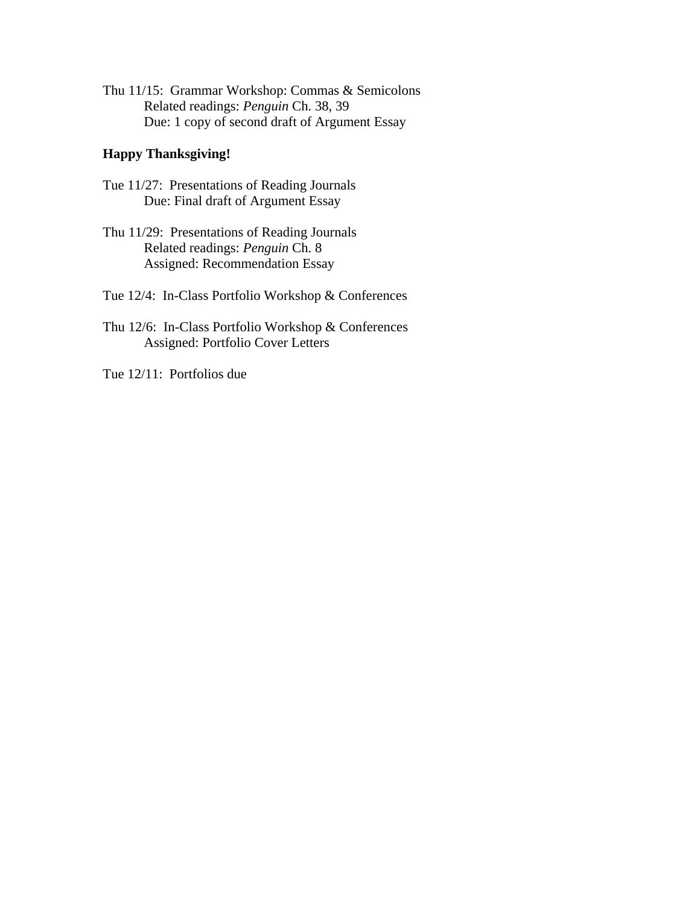Thu 11/15: Grammar Workshop: Commas & Semicolons
Related readings: *Penguin* Ch. 38, 39
Due: 1 copy of second draft of Argument Essay

**Happy Thanksgiving!**

Tue 11/27: Presentations of Reading Journals
Due: Final draft of Argument Essay

Thu 11/29: Presentations of Reading Journals
Related readings: *Penguin* Ch. 8
Assigned: Recommendation Essay

Tue 12/4: In-Class Portfolio Workshop & Conferences

Thu 12/6: In-Class Portfolio Workshop & Conferences
Assigned: Portfolio Cover Letters

Tue 12/11: Portfolios due